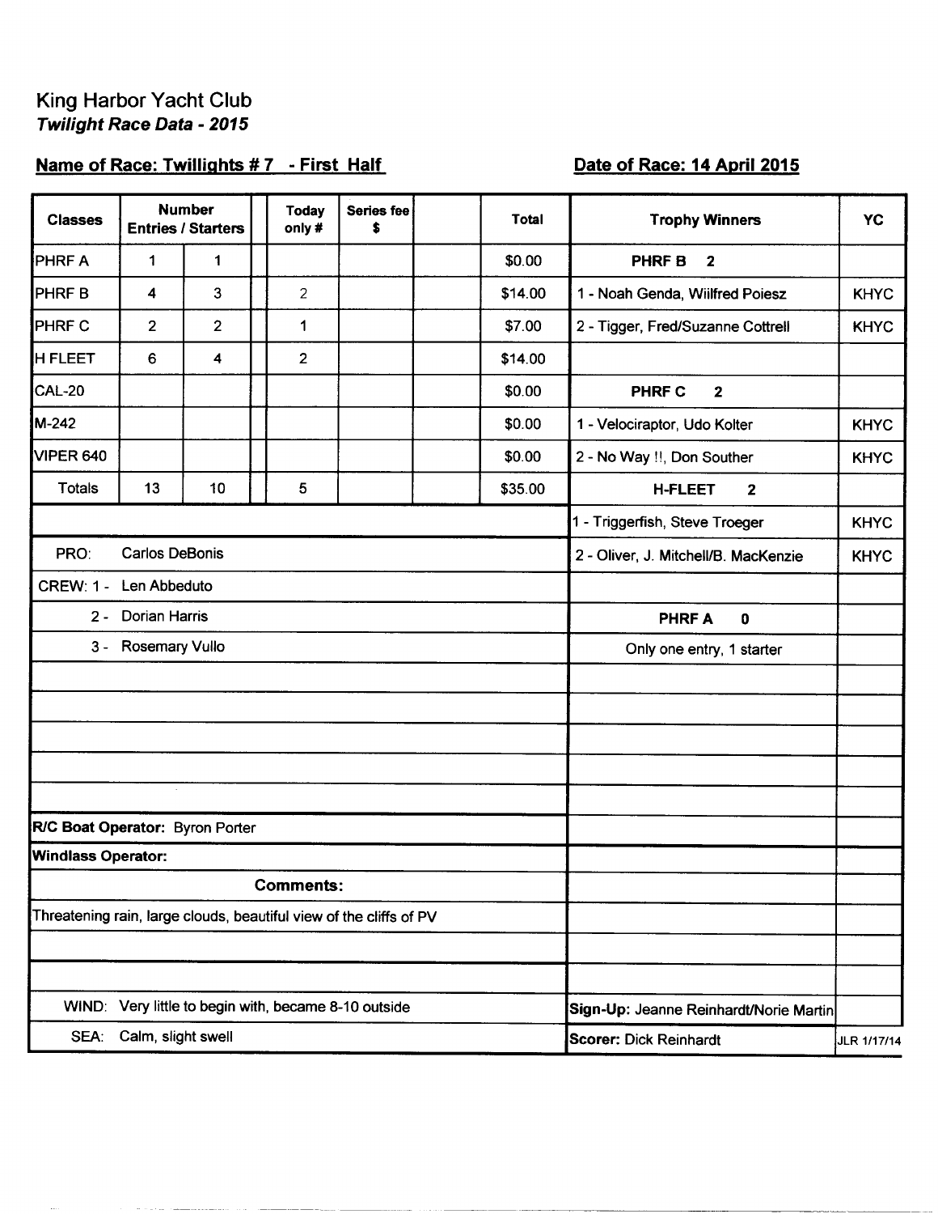# King Harbor Yacht Club

## *Twilight Race Data - 2015*

**Name of Race: Twillights # 7 - First Half** **Date of Race: 14 April 2015**

| Classes | Number Entries | Starters | Today only # | Series fee $ | | Total |
|---|---|---|---|---|---|---|
| PHRF A | 1 | 1 | | | | $0.00 |
| PHRF B | 4 | 3 | 2 | | | $14.00 |
| PHRF C | 2 | 2 | 1 | | | $7.00 |
| H FLEET | 6 | 4 | 2 | | | $14.00 |
| CAL-20 | | | | | | $0.00 |
| M-242 | | | | | | $0.00 |
| VIPER 640 | | | | | | $0.00 |
| Totals | 13 | 10 | 5 | | | $35.00 |

PRO: Carlos DeBonis

CREW: 1 - Len Abbeduto

2 - Dorian Harris

3 - Rosemary Vullo

**R/C Boat Operator:** Byron Porter

**Windlass Operator:**

**Comments:**

Threatening rain, large clouds, beautiful view of the cliffs of PV

WIND: Very little to begin with, became 8-10 outside

SEA: Calm, slight swell

| Trophy Winners | YC |
|---|---|
| **PHRF B 2** | |
| 1 - Noah Genda, Wiilfred Poiesz | KHYC |
| 2 - Tigger, Fred/Suzanne Cottrell | KHYC |
| | |
| **PHRF C 2** | |
| 1 - Velociraptor, Udo Kolter | KHYC |
| 2 - No Way !!, Don Souther | KHYC |
| **H-FLEET 2** | |
| 1 - Triggerfish, Steve Troeger | KHYC |
| 2 - Oliver, J. Mitchell/B. MacKenzie | KHYC |
| | |
| **PHRF A 0** | |
| Only one entry, 1 starter | |

**Sign-Up:** Jeanne Reinhardt/Norie Martin

**Scorer:** Dick Reinhardt

JLR 1/17/14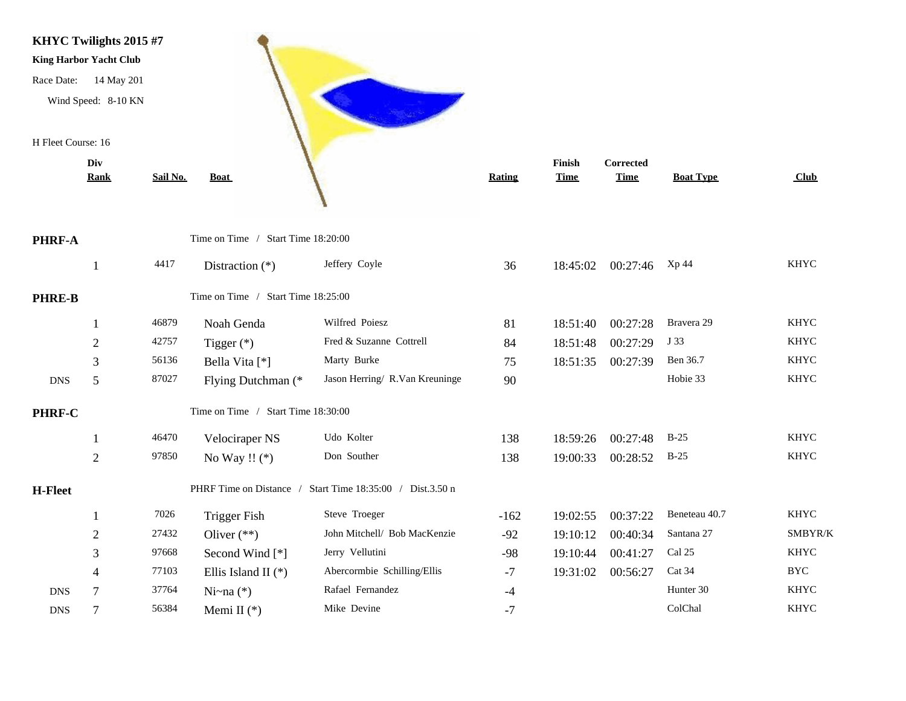**KHYC Twilights 2015 #7**

**King Harbor Yacht Club**

Race Date: 14 May 201

Wind Speed: 8-10 KN

H Fleet Course: 16

| | Div Rank | Sail No. | Boat | | Rating | Finish Time | Corrected Time | Boat Type | Club |
|---|---|---|---|---|---|---|---|---|---|
| **PHRF-A** | | | Time on Time / Start Time 18:20:00 | | | | | | |
| | 1 | 4417 | Distraction (*) | Jeffery Coyle | 36 | 18:45:02 | 00:27:46 | Xp 44 | KHYC |
| **PHRE-B** | | | Time on Time / Start Time 18:25:00 | | | | | | |
| | 1 | 46879 | Noah Genda | Wilfred Poiesz | 81 | 18:51:40 | 00:27:28 | Bravera 29 | KHYC |
| | 2 | 42757 | Tigger (*) | Fred & Suzanne Cottrell | 84 | 18:51:48 | 00:27:29 | J 33 | KHYC |
| | 3 | 56136 | Bella Vita [*] | Marty Burke | 75 | 18:51:35 | 00:27:39 | Ben 36.7 | KHYC |
| DNS | 5 | 87027 | Flying Dutchman (* | Jason Herring/ R.Van Kreuninge | 90 | | | Hobie 33 | KHYC |
| **PHRF-C** | | | Time on Time / Start Time 18:30:00 | | | | | | |
| | 1 | 46470 | Velociraper NS | Udo Kolter | 138 | 18:59:26 | 00:27:48 | B-25 | KHYC |
| | 2 | 97850 | No Way !! (*) | Don Souther | 138 | 19:00:33 | 00:28:52 | B-25 | KHYC |
| **H-Fleet** | | | PHRF Time on Distance / Start Time 18:35:00 / Dist.3.50 n | | | | | | |
| | 1 | 7026 | Trigger Fish | Steve Troeger | -162 | 19:02:55 | 00:37:22 | Beneteau 40.7 | KHYC |
| | 2 | 27432 | Oliver (**) | John Mitchell/ Bob MacKenzie | -92 | 19:10:12 | 00:40:34 | Santana 27 | SMBYR/K |
| | 3 | 97668 | Second Wind [*] | Jerry Vellutini | -98 | 19:10:44 | 00:41:27 | Cal 25 | KHYC |
| | 4 | 77103 | Ellis Island II (*) | Abercormbie Schilling/Ellis | -7 | 19:31:02 | 00:56:27 | Cat 34 | BYC |
| DNS | 7 | 37764 | Ni~na (*) | Rafael Fernandez | -4 | | | Hunter 30 | KHYC |
| DNS | 7 | 56384 | Memi II (*) | Mike Devine | -7 | | | ColChal | KHYC |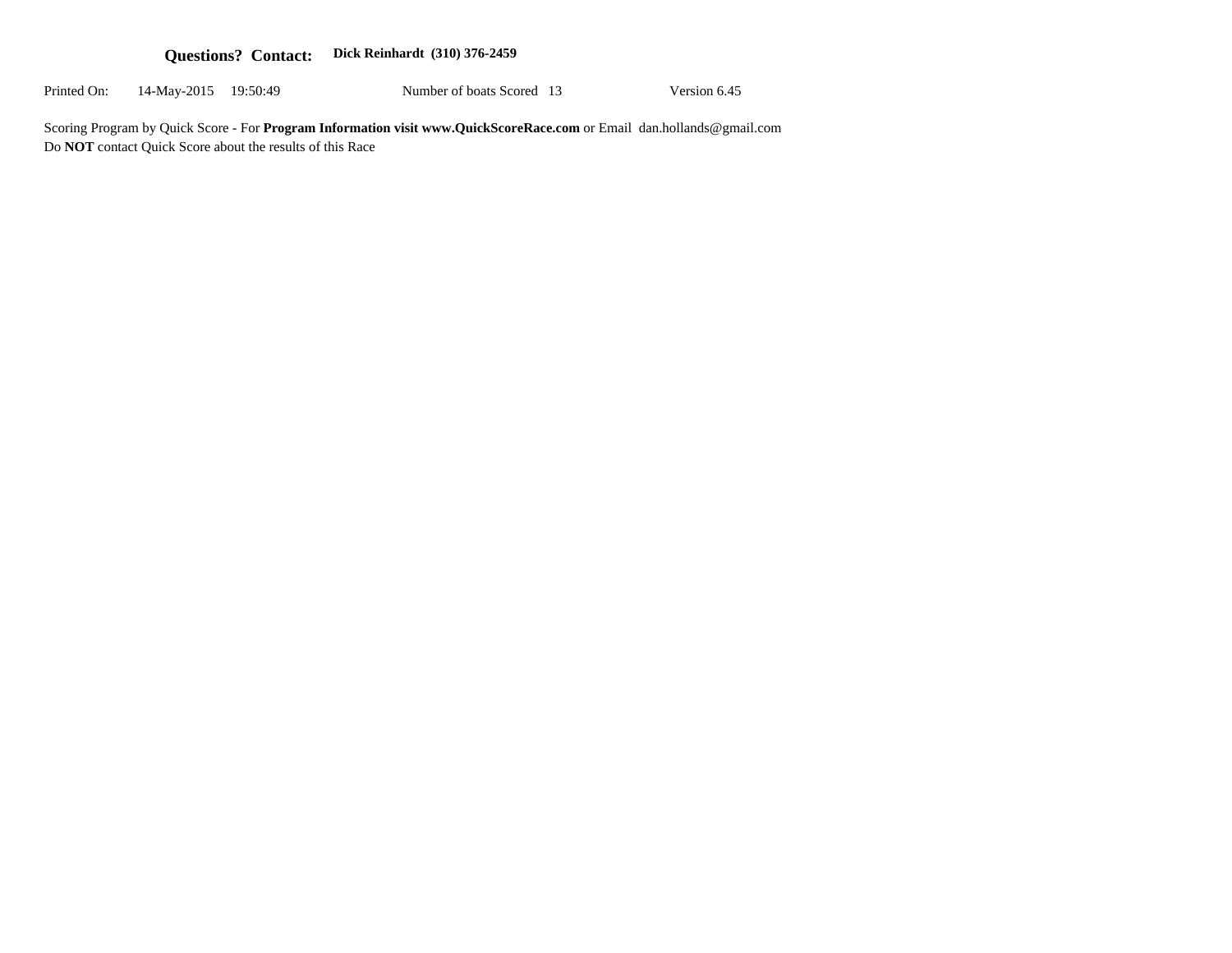**Questions? Contact:** **Dick Reinhardt (310) 376-2459**

Printed On: 14-May-2015 19:50:49 Number of boats Scored 13 Version 6.45

Scoring Program by Quick Score - For **Program Information visit www.QuickScoreRace.com** or Email dan.hollands@gmail.com
Do **NOT** contact Quick Score about the results of this Race